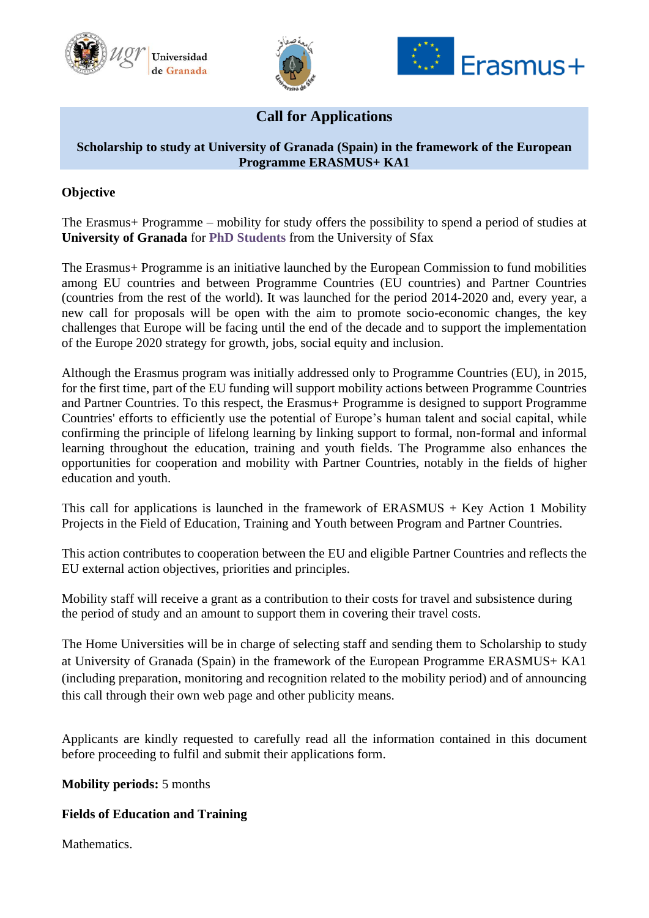# Call for Applications

## Scholarship to study at University of Granada (Spain) in the framework of the European Programme ERASMUS+ KA1

**Objective**

The Erasmus+ Programme – mobility for study offers the possibility to spend a period of studies at **University of Granada** for **PhD Students** from the University of Sfax

The Erasmus+ Programme is an initiative launched by the European Commission to fund mobilities among EU countries and between Programme Countries (EU countries) and Partner Countries (countries from the rest of the world). It was launched for the period 2014-2020 and, every year, a new call for proposals will be open with the aim to promote socio-economic changes, the key challenges that Europe will be facing until the end of the decade and to support the implementation of the Europe 2020 strategy for growth, jobs, social equity and inclusion.

Although the Erasmus program was initially addressed only to Programme Countries (EU), in 2015, for the first time, part of the EU funding will support mobility actions between Programme Countries and Partner Countries. To this respect, the Erasmus+ Programme is designed to support Programme Countries' efforts to efficiently use the potential of Europe's human talent and social capital, while confirming the principle of lifelong learning by linking support to formal, non-formal and informal learning throughout the education, training and youth fields. The Programme also enhances the opportunities for cooperation and mobility with Partner Countries, notably in the fields of higher education and youth.

This call for applications is launched in the framework of ERASMUS + Key Action 1 Mobility Projects in the Field of Education, Training and Youth between Program and Partner Countries.

This action contributes to cooperation between the EU and eligible Partner Countries and reflects the EU external action objectives, priorities and principles.

Mobility staff will receive a grant as a contribution to their costs for travel and subsistence during the period of study and an amount to support them in covering their travel costs.

The Home Universities will be in charge of selecting staff and sending them to Scholarship to study at University of Granada (Spain) in the framework of the European Programme ERASMUS+ KA1 (including preparation, monitoring and recognition related to the mobility period) and of announcing this call through their own web page and other publicity means.

Applicants are kindly requested to carefully read all the information contained in this document before proceeding to fulfil and submit their applications form.

**Mobility periods:** 5 months

**Fields of Education and Training**

Mathematics.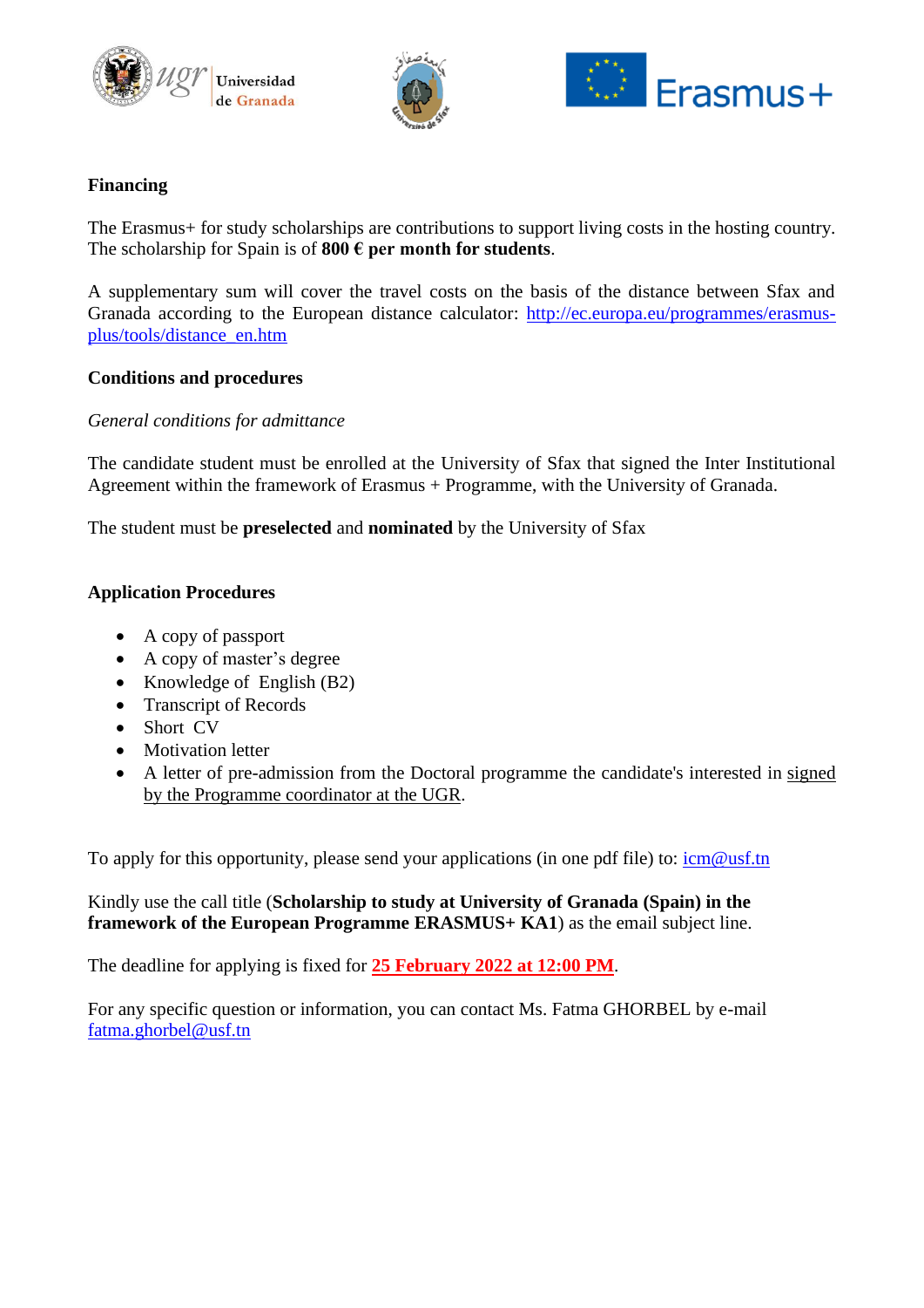**Financing**

The Erasmus+ for study scholarships are contributions to support living costs in the hosting country. The scholarship for Spain is of **800 € per month for students**.

A supplementary sum will cover the travel costs on the basis of the distance between Sfax and Granada according to the European distance calculator: [http://ec.europa.eu/programmes/erasmus-plus/tools/distance_en.htm](http://ec.europa.eu/programmes/erasmus-plus/tools/distance_en.htm)

**Conditions and procedures**

*General conditions for admittance*

The candidate student must be enrolled at the University of Sfax that signed the Inter Institutional Agreement within the framework of Erasmus + Programme, with the University of Granada.

The student must be **preselected** and **nominated** by the University of Sfax

**Application Procedures**

- A copy of passport
- A copy of master's degree
- Knowledge of English (B2)
- Transcript of Records
- Short CV
- Motivation letter
- A letter of pre-admission from the Doctoral programme the candidate's interested in signed by the Programme coordinator at the UGR.

To apply for this opportunity, please send your applications (in one pdf file) to: [icm@usf.tn](mailto:icm@usf.tn)

Kindly use the call title (**Scholarship to study at University of Granada (Spain) in the framework of the European Programme ERASMUS+ KA1**) as the email subject line.

The deadline for applying is fixed for **25 February 2022 at 12:00 PM**.

For any specific question or information, you can contact Ms. Fatma GHORBEL by e-mail [fatma.ghorbel@usf.tn](mailto:fatma.ghorbel@usf.tn)